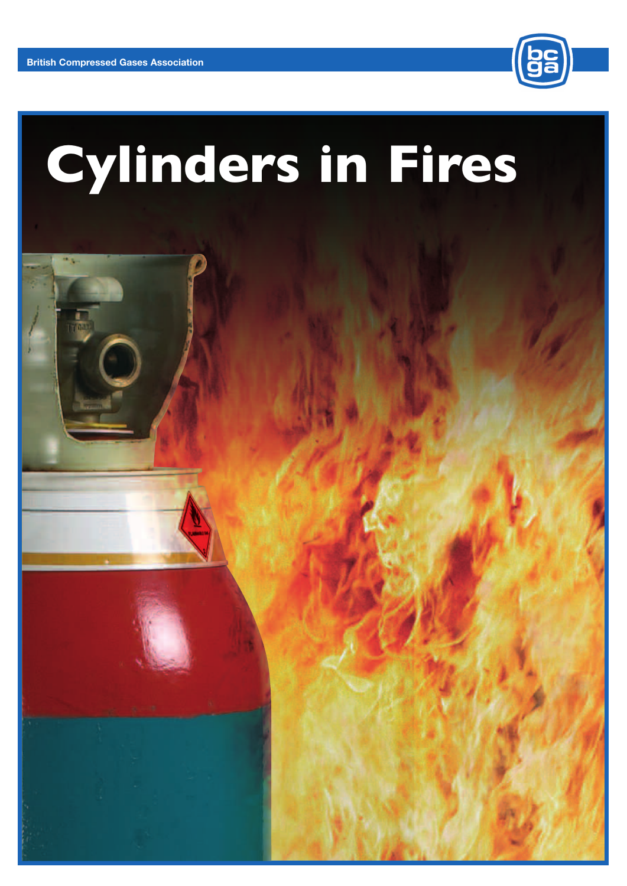British Compressed Gases Association

# Cylinders in Fires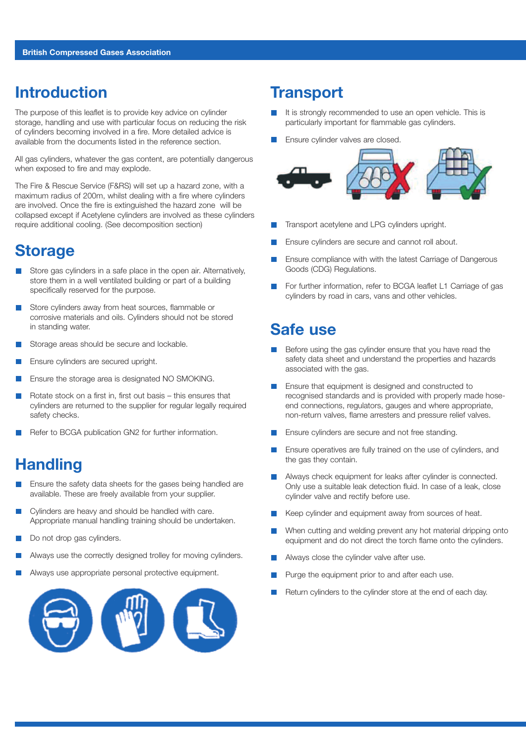## Introduction

The purpose of this leaflet is to provide key advice on cylinder storage, handling and use with particular focus on reducing the risk of cylinders becoming involved in a fire. More detailed advice is available from the documents listed in the reference section.

All gas cylinders, whatever the gas content, are potentially dangerous when exposed to fire and may explode.

The Fire & Rescue Service (F&RS) will set up a hazard zone, with a maximum radius of 200m, whilst dealing with a fire where cylinders are involved. Once the fire is extinguished the hazard zone will be collapsed except if Acetylene cylinders are involved as these cylinders require additional cooling. (See decomposition section)

## Storage

- Store gas cylinders in a safe place in the open air. Alternatively, store them in a well ventilated building or part of a building specifically reserved for the purpose.
- Store cylinders away from heat sources, flammable or corrosive materials and oils. Cylinders should not be stored in standing water.
- Storage areas should be secure and lockable.
- Ensure cylinders are secured upright.
- Ensure the storage area is designated NO SMOKING.
- Rotate stock on a first in, first out basis – this ensures that cylinders are returned to the supplier for regular legally required safety checks.
- Refer to BCGA publication GN2 for further information.

## Handling

- Ensure the safety data sheets for the gases being handled are available. These are freely available from your supplier.
- Cylinders are heavy and should be handled with care. Appropriate manual handling training should be undertaken.
- Do not drop gas cylinders.
- Always use the correctly designed trolley for moving cylinders.
- Always use appropriate personal protective equipment.

## Transport

- It is strongly recommended to use an open vehicle. This is particularly important for flammable gas cylinders.
- Ensure cylinder valves are closed.
- Transport acetylene and LPG cylinders upright.
- Ensure cylinders are secure and cannot roll about.
- Ensure compliance with with the latest Carriage of Dangerous Goods (CDG) Regulations.
- For further information, refer to BCGA leaflet L1 Carriage of gas cylinders by road in cars, vans and other vehicles.

## Safe use

- Before using the gas cylinder ensure that you have read the safety data sheet and understand the properties and hazards associated with the gas.
- Ensure that equipment is designed and constructed to recognised standards and is provided with properly made hose-end connections, regulators, gauges and where appropriate, non-return valves, flame arresters and pressure relief valves.
- Ensure cylinders are secure and not free standing.
- Ensure operatives are fully trained on the use of cylinders, and the gas they contain.
- Always check equipment for leaks after cylinder is connected. Only use a suitable leak detection fluid. In case of a leak, close cylinder valve and rectify before use.
- Keep cylinder and equipment away from sources of heat.
- When cutting and welding prevent any hot material dripping onto equipment and do not direct the torch flame onto the cylinders.
- Always close the cylinder valve after use.
- Purge the equipment prior to and after each use.
- Return cylinders to the cylinder store at the end of each day.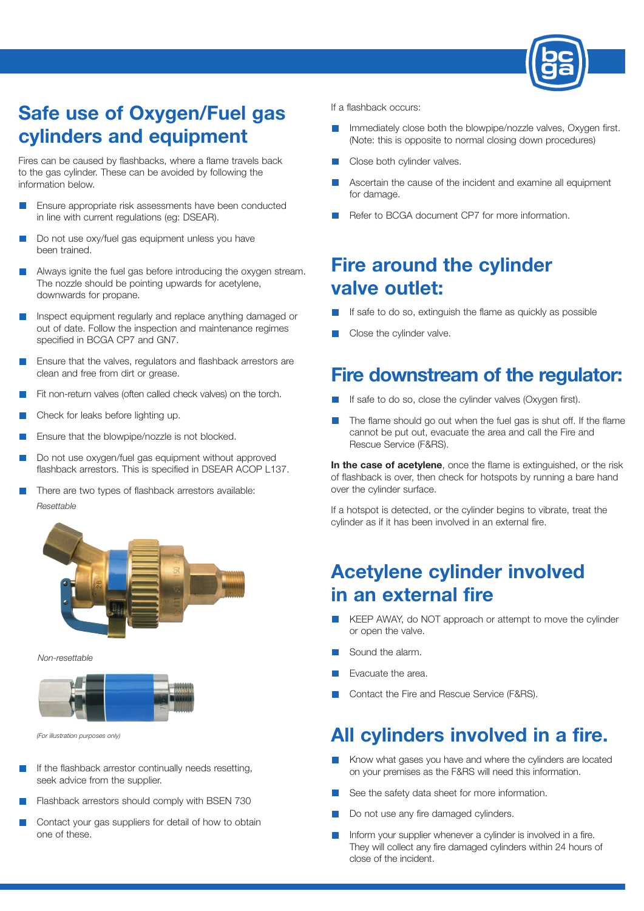# Safe use of Oxygen/Fuel gas cylinders and equipment

Fires can be caused by flashbacks, where a flame travels back to the gas cylinder. These can be avoided by following the information below.

- Ensure appropriate risk assessments have been conducted in line with current regulations (eg: DSEAR).
- Do not use oxy/fuel gas equipment unless you have been trained.
- Always ignite the fuel gas before introducing the oxygen stream. The nozzle should be pointing upwards for acetylene, downwards for propane.
- Inspect equipment regularly and replace anything damaged or out of date. Follow the inspection and maintenance regimes specified in BCGA CP7 and GN7.
- Ensure that the valves, regulators and flashback arrestors are clean and free from dirt or grease.
- Fit non-return valves (often called check valves) on the torch.
- Check for leaks before lighting up.
- Ensure that the blowpipe/nozzle is not blocked.
- Do not use oxygen/fuel gas equipment without approved flashback arrestors. This is specified in DSEAR ACOP L137.
- There are two types of flashback arrestors available:

*Resettable*

*Non-resettable*

*(For illustration purposes only)*

- If the flashback arrestor continually needs resetting, seek advice from the supplier.
- Flashback arrestors should comply with BSEN 730
- Contact your gas suppliers for detail of how to obtain one of these.

If a flashback occurs:

- Immediately close both the blowpipe/nozzle valves, Oxygen first. (Note: this is opposite to normal closing down procedures)
- Close both cylinder valves.
- Ascertain the cause of the incident and examine all equipment for damage.
- Refer to BCGA document CP7 for more information.

## Fire around the cylinder valve outlet:

- If safe to do so, extinguish the flame as quickly as possible
- Close the cylinder valve.

## Fire downstream of the regulator:

- If safe to do so, close the cylinder valves (Oxygen first).
- The flame should go out when the fuel gas is shut off. If the flame cannot be put out, evacuate the area and call the Fire and Rescue Service (F&RS).

**In the case of acetylene**, once the flame is extinguished, or the risk of flashback is over, then check for hotspots by running a bare hand over the cylinder surface.

If a hotspot is detected, or the cylinder begins to vibrate, treat the cylinder as if it has been involved in an external fire.

## Acetylene cylinder involved in an external fire

- KEEP AWAY, do NOT approach or attempt to move the cylinder or open the valve.
- Sound the alarm.
- Evacuate the area.
- Contact the Fire and Rescue Service (F&RS).

## All cylinders involved in a fire.

- Know what gases you have and where the cylinders are located on your premises as the F&RS will need this information.
- See the safety data sheet for more information.
- Do not use any fire damaged cylinders.
- Inform your supplier whenever a cylinder is involved in a fire. They will collect any fire damaged cylinders within 24 hours of close of the incident.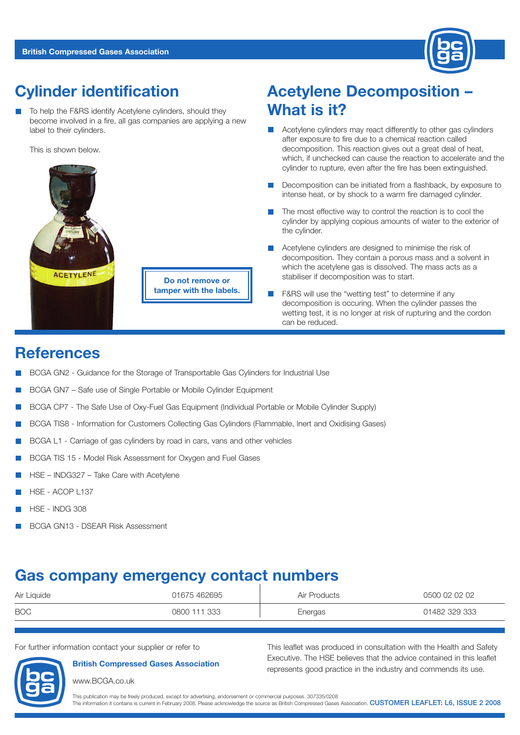## Cylinder identification

- To help the F&RS identify Acetylene cylinders, should they become involved in a fire, all gas companies are applying a new label to their cylinders.

This is shown below.

**Do not remove or tamper with the labels.**

## Acetylene Decomposition – What is it?

- Acetylene cylinders may react differently to other gas cylinders after exposure to fire due to a chemical reaction called decomposition. This reaction gives out a great deal of heat, which, if unchecked can cause the reaction to accelerate and the cylinder to rupture, even after the fire has been extinguished.
- Decomposition can be initiated from a flashback, by exposure to intense heat, or by shock to a warm fire damaged cylinder.
- The most effective way to control the reaction is to cool the cylinder by applying copious amounts of water to the exterior of the cylinder.
- Acetylene cylinders are designed to minimise the risk of decomposition. They contain a porous mass and a solvent in which the acetylene gas is dissolved. The mass acts as a stabiliser if decomposition was to start.
- F&RS will use the "wetting test" to determine if any decomposition is occuring. When the cylinder passes the wetting test, it is no longer at risk of rupturing and the cordon can be reduced.

## References

- BCGA GN2 - Guidance for the Storage of Transportable Gas Cylinders for Industrial Use
- BCGA GN7 – Safe use of Single Portable or Mobile Cylinder Equipment
- BCGA CP7 - The Safe Use of Oxy-Fuel Gas Equipment (Individual Portable or Mobile Cylinder Supply)
- BCGA TIS8 - Information for Customers Collecting Gas Cylinders (Flammable, Inert and Oxidising Gases)
- BCGA L1 - Carriage of gas cylinders by road in cars, vans and other vehicles
- BCGA TIS 15 - Model Risk Assessment for Oxygen and Fuel Gases
- HSE – INDG327 – Take Care with Acetylene
- HSE - ACOP L137
- HSE - INDG 308
- BCGA GN13 - DSEAR Risk Assessment

## Gas company emergency contact numbers

| | | | |
|---|---|---|---|
| Air Liquide | 01675 462695 | Air Products | 0500 02 02 02 |
| BOC | 0800 111 333 | Energas | 01482 329 333 |

For further information contact your supplier or refer to

**British Compressed Gases Association**

www.BCGA.co.uk

This leaflet was produced in consultation with the Health and Safety Executive. The HSE believes that the advice contained in this leaflet represents good practice in the industry and commends its use.

This publication may be freely produced, except for advertising, endorsement or commercial purposes. 307335/0208
The information it contains is current in February 2008. Please acknowledge the source as British Compressed Gases Association. **CUSTOMER LEAFLET: L6, ISSUE 2 2008**